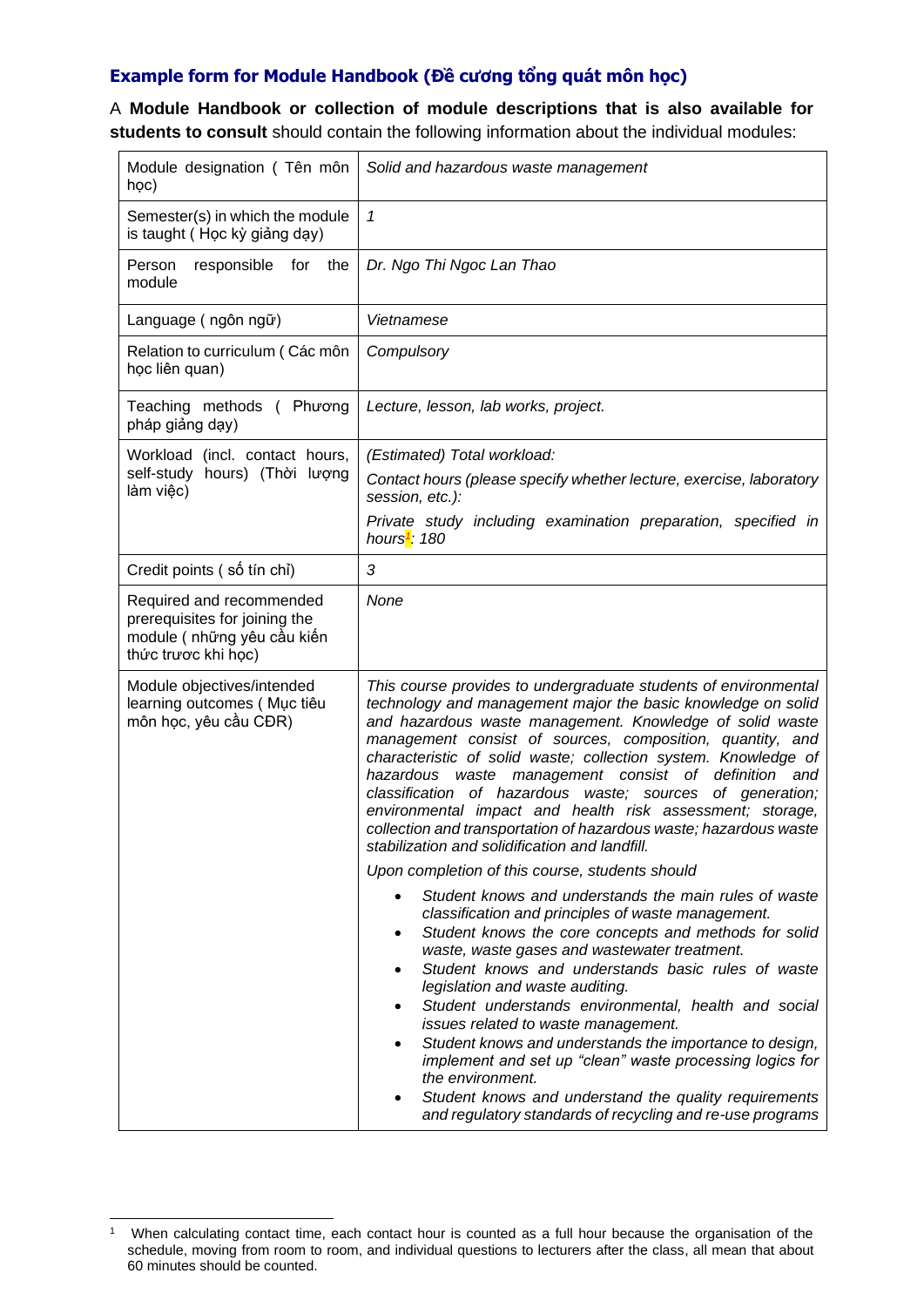### **Example form for Module Handbook (Đề cương tổng quát môn học)**

A **Module Handbook or collection of module descriptions that is also available for students to consult** should contain the following information about the individual modules:

| | |
|---|---|
| Module designation ( Tên môn học) | *Solid and hazardous waste management* |
| Semester(s) in which the module is taught ( Học kỳ giảng dạy) | *1* |
| Person responsible for the module | *Dr. Ngo Thi Ngoc Lan Thao* |
| Language ( ngôn ngữ) | *Vietnamese* |
| Relation to curriculum ( Các môn học liên quan) | *Compulsory* |
| Teaching methods ( Phương pháp giảng dạy) | *Lecture, lesson, lab works, project.* |
| Workload (incl. contact hours, self-study hours) (Thời lượng làm việc) | *(Estimated) Total workload:*<br><br>*Contact hours (please specify whether lecture, exercise, laboratory session, etc.):*<br><br>*Private study including examination preparation, specified in hours[1]: 180* |
| Credit points ( số tín chỉ) | *3* |
| Required and recommended prerequisites for joining the module ( những yêu cầu kiến thức trươc khi học) | *None* |
| Module objectives/intended learning outcomes ( Mục tiêu môn học, yêu cầu CĐR) | *This course provides to undergraduate students of environmental technology and management major the basic knowledge on solid and hazardous waste management. Knowledge of solid waste management consist of sources, composition, quantity, and characteristic of solid waste; collection system. Knowledge of hazardous waste management consist of definition and classification of hazardous waste; sources of generation; environmental impact and health risk assessment; storage, collection and transportation of hazardous waste; hazardous waste stabilization and solidification and landfill.*<br><br>*Upon completion of this course, students should*<br><br>• *Student knows and understands the main rules of waste classification and principles of waste management.*<br>• *Student knows the core concepts and methods for solid waste, waste gases and wastewater treatment.*<br>• *Student knows and understands basic rules of waste legislation and waste auditing.*<br>• *Student understands environmental, health and social issues related to waste management.*<br>• *Student knows and understands the importance to design, implement and set up "clean" waste processing logics for the environment.*<br>• *Student knows and understand the quality requirements and regulatory standards of recycling and re-use programs* |

[1] When calculating contact time, each contact hour is counted as a full hour because the organisation of the schedule, moving from room to room, and individual questions to lecturers after the class, all mean that about 60 minutes should be counted.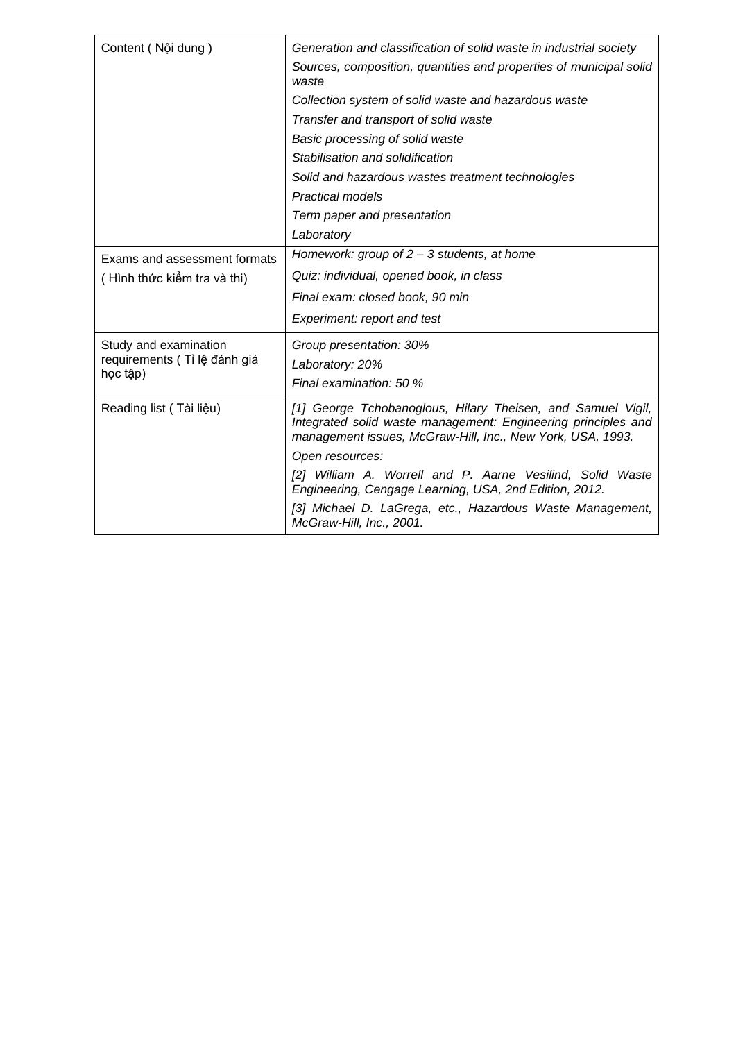| | |
|---|---|
| Content ( Nội dung ) | *Generation and classification of solid waste in industrial society*<br>*Sources, composition, quantities and properties of municipal solid waste*<br>*Collection system of solid waste and hazardous waste*<br>*Transfer and transport of solid waste*<br>*Basic processing of solid waste*<br>*Stabilisation and solidification*<br>*Solid and hazardous wastes treatment technologies*<br>*Practical models*<br>*Term paper and presentation*<br>*Laboratory* |
| Exams and assessment formats<br>( Hình thức kiểm tra và thi) | *Homework: group of 2 – 3 students, at home*<br>*Quiz: individual, opened book, in class*<br>*Final exam: closed book, 90 min*<br>*Experiment: report and test* |
| Study and examination requirements ( Tỉ lệ đánh giá học tập) | *Group presentation: 30%*<br>*Laboratory: 20%*<br>*Final examination: 50 %* |
| Reading list ( Tài liệu) | *[1] George Tchobanoglous, Hilary Theisen, and Samuel Vigil, Integrated solid waste management: Engineering principles and management issues, McGraw-Hill, Inc., New York, USA, 1993.*<br>*Open resources:*<br>*[2] William A. Worrell and P. Aarne Vesilind, Solid Waste Engineering, Cengage Learning, USA, 2nd Edition, 2012.*<br>*[3] Michael D. LaGrega, etc., Hazardous Waste Management, McGraw-Hill, Inc., 2001.* |